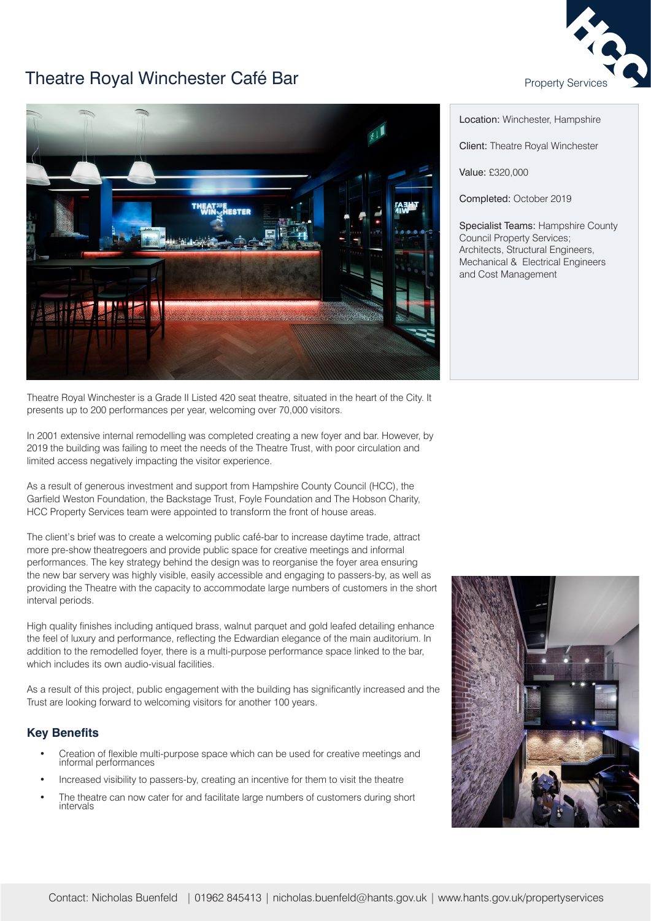# Theatre Royal Winchester Café Bar

Property Services

**Location:** Winchester, Hampshire

**Client:** Theatre Royal Winchester

**Value:** £320,000

**Completed:** October 2019

**Specialist Teams:** Hampshire County Council Property Services; Architects, Structural Engineers, Mechanical & Electrical Engineers and Cost Management

Theatre Royal Winchester is a Grade II Listed 420 seat theatre, situated in the heart of the City. It presents up to 200 performances per year, welcoming over 70,000 visitors.

In 2001 extensive internal remodelling was completed creating a new foyer and bar. However, by 2019 the building was failing to meet the needs of the Theatre Trust, with poor circulation and limited access negatively impacting the visitor experience.

As a result of generous investment and support from Hampshire County Council (HCC), the Garfield Weston Foundation, the Backstage Trust, Foyle Foundation and The Hobson Charity, HCC Property Services team were appointed to transform the front of house areas.

The client's brief was to create a welcoming public café-bar to increase daytime trade, attract more pre-show theatregoers and provide public space for creative meetings and informal performances. The key strategy behind the design was to reorganise the foyer area ensuring the new bar servery was highly visible, easily accessible and engaging to passers-by, as well as providing the Theatre with the capacity to accommodate large numbers of customers in the short interval periods.

High quality finishes including antiqued brass, walnut parquet and gold leafed detailing enhance the feel of luxury and performance, reflecting the Edwardian elegance of the main auditorium. In addition to the remodelled foyer, there is a multi-purpose performance space linked to the bar, which includes its own audio-visual facilities.

As a result of this project, public engagement with the building has significantly increased and the Trust are looking forward to welcoming visitors for another 100 years.

## Key Benefits

- Creation of flexible multi-purpose space which can be used for creative meetings and informal performances
- Increased visibility to passers-by, creating an incentive for them to visit the theatre
- The theatre can now cater for and facilitate large numbers of customers during short intervals

Contact: Nicholas Buenfeld | 01962 845413 | nicholas.buenfeld@hants.gov.uk | www.hants.gov.uk/propertyservices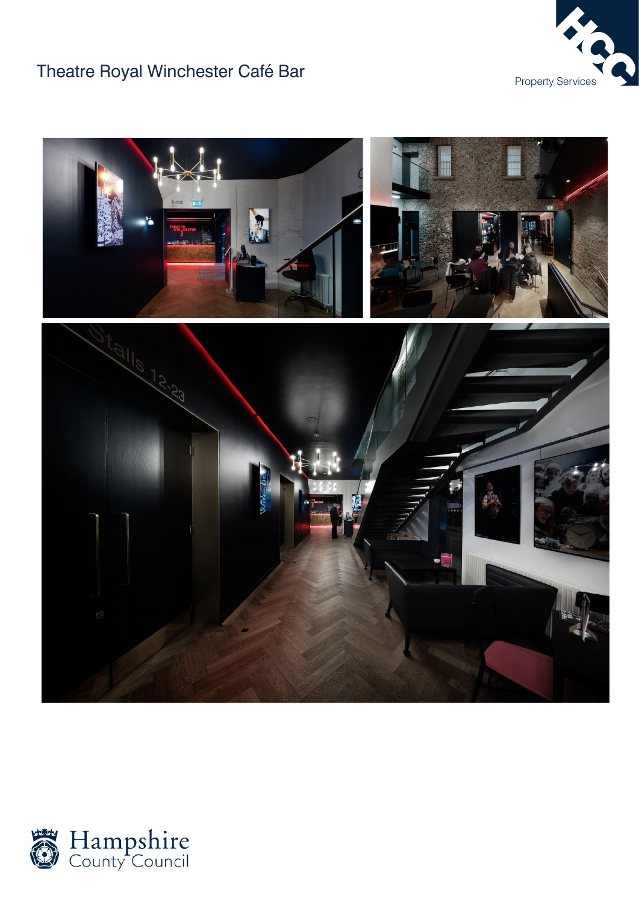# Theatre Royal Winchester Café Bar